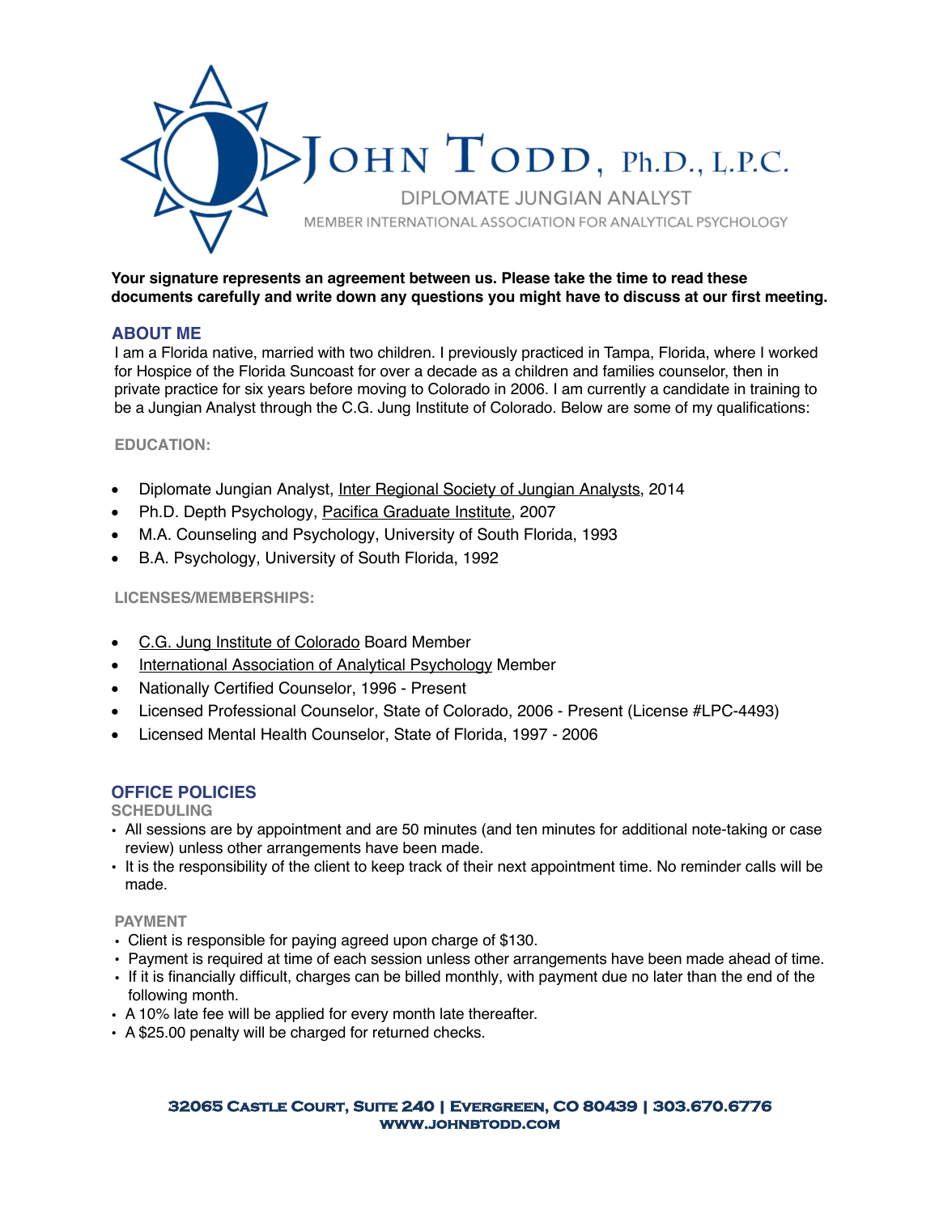# John Todd, Ph.D., L.P.C.

DIPLOMATE JUNGIAN ANALYST

MEMBER INTERNATIONAL ASSOCIATION FOR ANALYTICAL PSYCHOLOGY

**Your signature represents an agreement between us. Please take the time to read these documents carefully and write down any questions you might have to discuss at our first meeting.**

## ABOUT ME

I am a Florida native, married with two children. I previously practiced in Tampa, Florida, where I worked for Hospice of the Florida Suncoast for over a decade as a children and families counselor, then in private practice for six years before moving to Colorado in 2006. I am currently a candidate in training to be a Jungian Analyst through the C.G. Jung Institute of Colorado. Below are some of my qualifications:

### EDUCATION:

- Diplomate Jungian Analyst, Inter Regional Society of Jungian Analysts, 2014
- Ph.D. Depth Psychology, Pacifica Graduate Institute, 2007
- M.A. Counseling and Psychology, University of South Florida, 1993
- B.A. Psychology, University of South Florida, 1992

### LICENSES/MEMBERSHIPS:

- C.G. Jung Institute of Colorado Board Member
- International Association of Analytical Psychology Member
- Nationally Certified Counselor, 1996 - Present
- Licensed Professional Counselor, State of Colorado, 2006 - Present (License #LPC-4493)
- Licensed Mental Health Counselor, State of Florida, 1997 - 2006

## OFFICE POLICIES

### SCHEDULING

- All sessions are by appointment and are 50 minutes (and ten minutes for additional note-taking or case review) unless other arrangements have been made.
- It is the responsibility of the client to keep track of their next appointment time. No reminder calls will be made.

### PAYMENT

- Client is responsible for paying agreed upon charge of $130.
- Payment is required at time of each session unless other arrangements have been made ahead of time.
- If it is financially difficult, charges can be billed monthly, with payment due no later than the end of the following month.
- A 10% late fee will be applied for every month late thereafter.
- A $25.00 penalty will be charged for returned checks.

32065 Castle Court, Suite 240 | Evergreen, CO 80439 | 303.670.6776
www.johnbtodd.com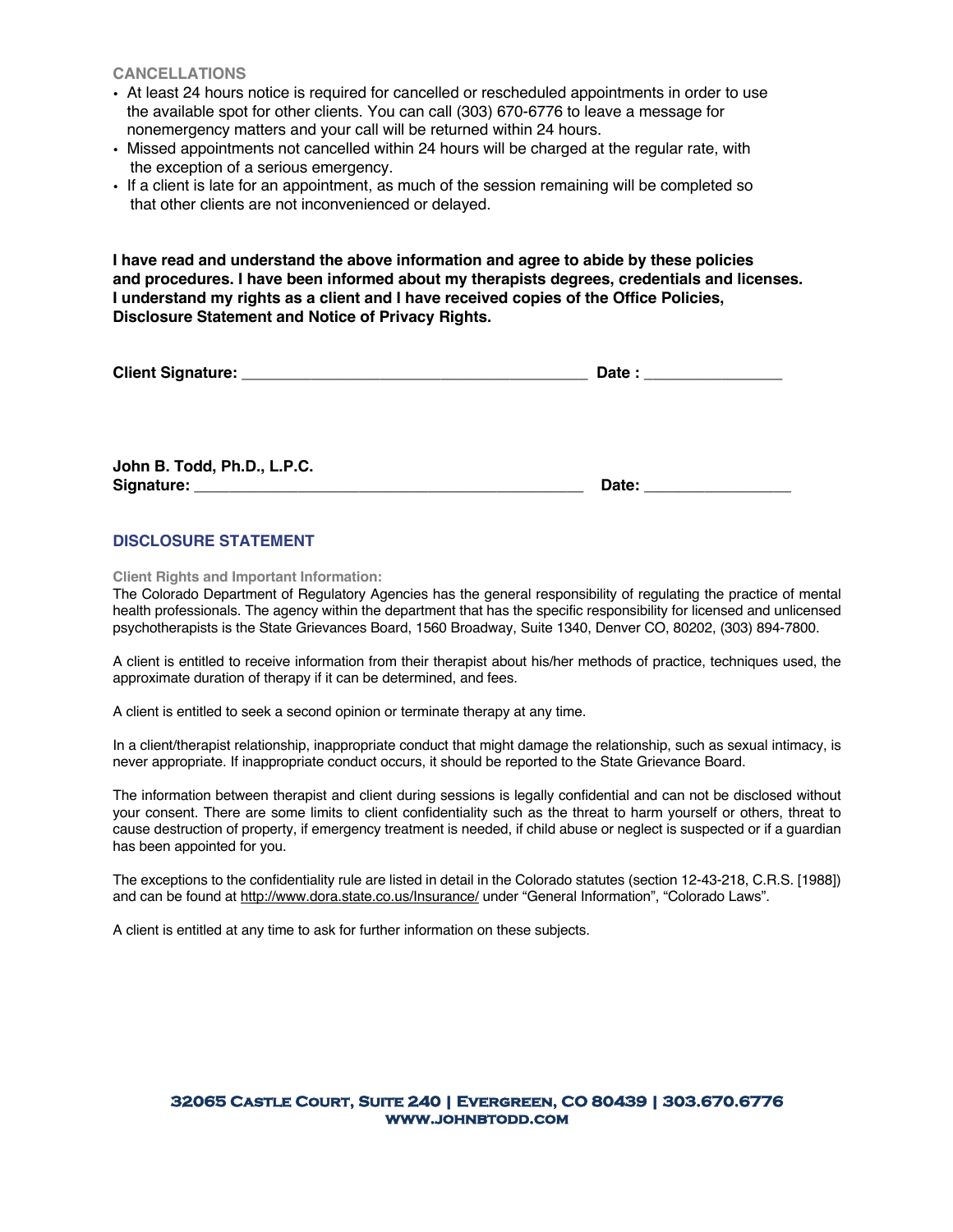## CANCELLATIONS

- At least 24 hours notice is required for cancelled or rescheduled appointments in order to use the available spot for other clients. You can call (303) 670-6776 to leave a message for nonemergency matters and your call will be returned within 24 hours.
- Missed appointments not cancelled within 24 hours will be charged at the regular rate, with the exception of a serious emergency.
- If a client is late for an appointment, as much of the session remaining will be completed so that other clients are not inconvenienced or delayed.

**I have read and understand the above information and agree to abide by these policies and procedures. I have been informed about my therapists degrees, credentials and licenses. I understand my rights as a client and I have received copies of the Office Policies, Disclosure Statement and Notice of Privacy Rights.**

**Client Signature:** ________________________________________ **Date :** ________________

**John B. Todd, Ph.D., L.P.C.**
**Signature:** ______________________________________________ **Date:** _________________

## DISCLOSURE STATEMENT

**Client Rights and Important Information:**
The Colorado Department of Regulatory Agencies has the general responsibility of regulating the practice of mental health professionals. The agency within the department that has the specific responsibility for licensed and unlicensed psychotherapists is the State Grievances Board, 1560 Broadway, Suite 1340, Denver CO, 80202, (303) 894-7800.

A client is entitled to receive information from their therapist about his/her methods of practice, techniques used, the approximate duration of therapy if it can be determined, and fees.

A client is entitled to seek a second opinion or terminate therapy at any time.

In a client/therapist relationship, inappropriate conduct that might damage the relationship, such as sexual intimacy, is never appropriate. If inappropriate conduct occurs, it should be reported to the State Grievance Board.

The information between therapist and client during sessions is legally confidential and can not be disclosed without your consent. There are some limits to client confidentiality such as the threat to harm yourself or others, threat to cause destruction of property, if emergency treatment is needed, if child abuse or neglect is suspected or if a guardian has been appointed for you.

The exceptions to the confidentiality rule are listed in detail in the Colorado statutes (section 12-43-218, C.R.S. [1988]) and can be found at http://www.dora.state.co.us/Insurance/ under "General Information", "Colorado Laws".

A client is entitled at any time to ask for further information on these subjects.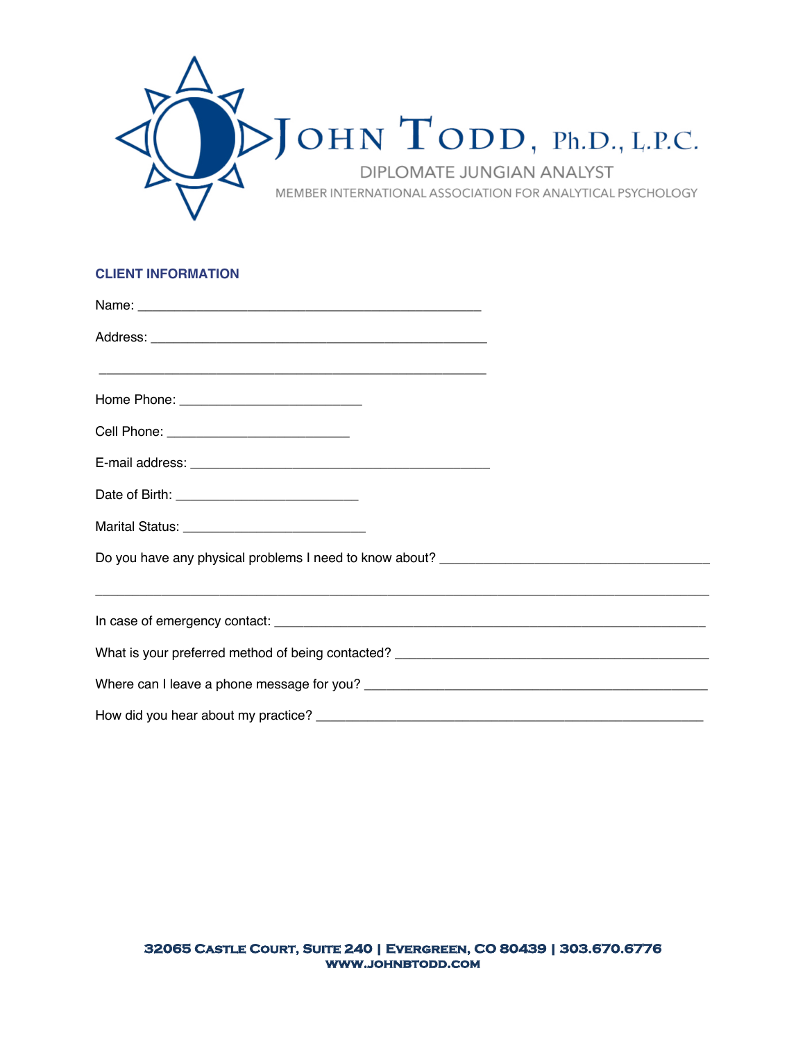# JOHN TODD, Ph.D., L.P.C.

DIPLOMATE JUNGIAN ANALYST

MEMBER INTERNATIONAL ASSOCIATION FOR ANALYTICAL PSYCHOLOGY

## CLIENT INFORMATION

Name: _______________________________________________

Address: _______________________________________________

_______________________________________________

Home Phone: _________________________

Cell Phone: _________________________

E-mail address: _________________________________________

Date of Birth: _________________________

Marital Status: _________________________

Do you have any physical problems I need to know about? _____________________________________

_____________________________________________________________________________

In case of emergency contact: ___________________________________________________________

What is your preferred method of being contacted? ___________________________________________

Where can I leave a phone message for you? ________________________________________________

How did you hear about my practice? _____________________________________________________

32065 CASTLE COURT, SUITE 240 | EVERGREEN, CO 80439 | 303.670.6776
WWW.JOHNBTODD.COM